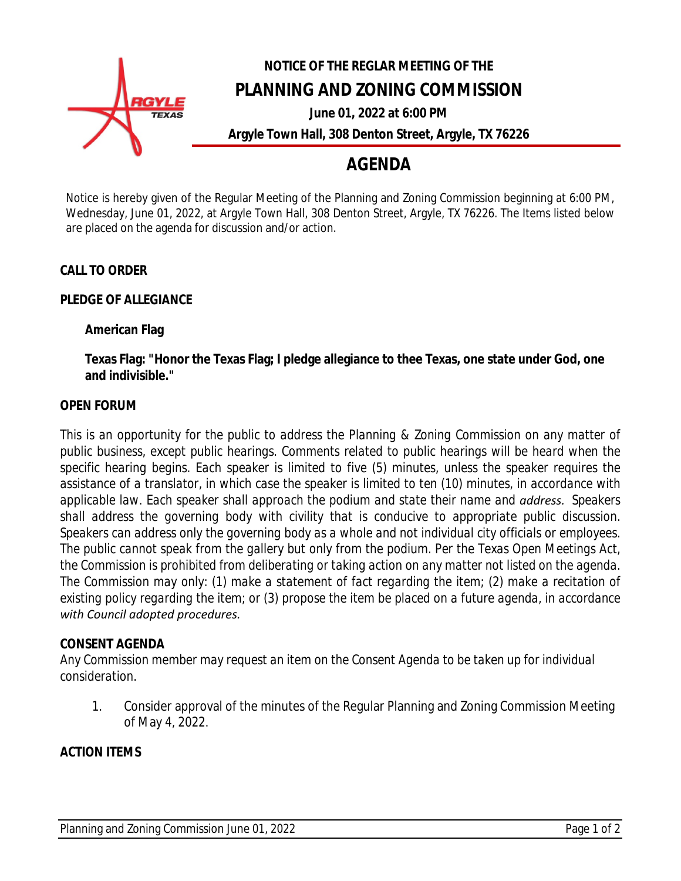# NOTICE OF THE REGLAR MEETING OF THE

# PLANNING AND ZONING COMMISSION

**June 01, 2022 at 6:00 PM**

**Argyle Town Hall, 308 Denton Street, Argyle, TX 76226**

## AGENDA

Notice is hereby given of the Regular Meeting of the Planning and Zoning Commission beginning at 6:00 PM, Wednesday, June 01, 2022, at Argyle Town Hall, 308 Denton Street, Argyle, TX 76226. The Items listed below are placed on the agenda for discussion and/or action.

**CALL TO ORDER**

**PLEDGE OF ALLEGIANCE**

**American Flag**

**Texas Flag: "Honor the Texas Flag; I pledge allegiance to thee Texas, one state under God, one and indivisible."**

**OPEN FORUM**

This is an opportunity for the public to address the Planning & Zoning Commission on any matter of public business, except public hearings. Comments related to public hearings will be heard when the specific hearing begins. Each speaker is limited to five (5) minutes, unless the speaker requires the assistance of a translator, in which case the speaker is limited to ten (10) minutes, in accordance with applicable law. Each speaker shall approach the podium and state their name and *address.* Speakers shall address the governing body with civility that is conducive to appropriate public discussion. Speakers can address only the governing body as a whole and not individual city officials or employees. The public cannot speak from the gallery but only from the podium. Per the Texas Open Meetings Act, the Commission is prohibited from deliberating or taking action on any matter not listed on the agenda. The Commission may only: (1) make a statement of fact regarding the item; (2) make a recitation of existing policy regarding the item; or (3) propose the item be placed on a future agenda, in accordance *with Council adopted procedures.*

**CONSENT AGENDA**

Any Commission member may request an item on the Consent Agenda to be taken up for individual consideration.

1. Consider approval of the minutes of the Regular Planning and Zoning Commission Meeting of May 4, 2022.

**ACTION ITEMS**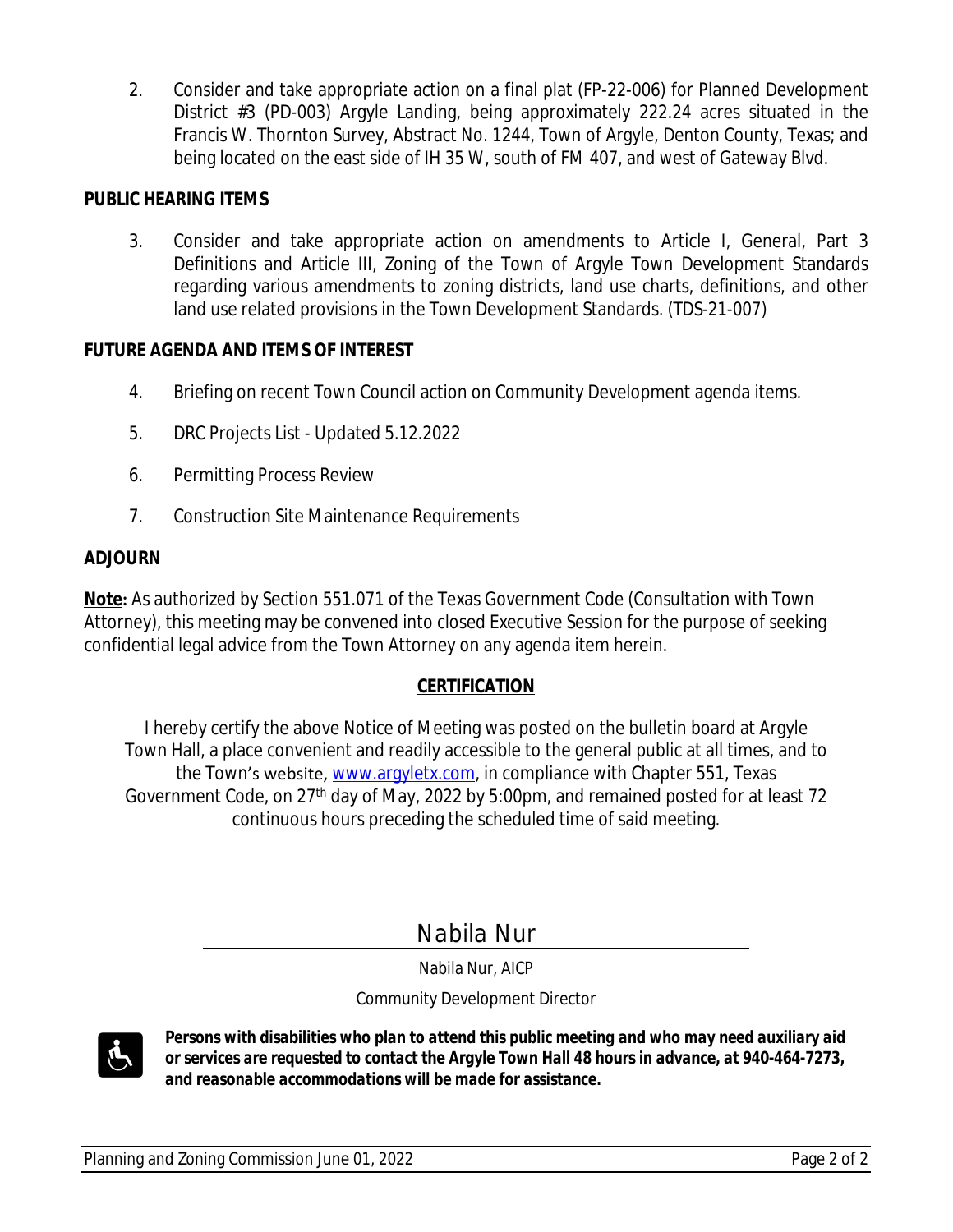2. Consider and take appropriate action on a final plat (FP-22-006) for Planned Development District #3 (PD-003) Argyle Landing, being approximately 222.24 acres situated in the Francis W. Thornton Survey, Abstract No. 1244, Town of Argyle, Denton County, Texas; and being located on the east side of IH 35 W, south of FM 407, and west of Gateway Blvd.

**PUBLIC HEARING ITEMS**

3. Consider and take appropriate action on amendments to Article I, General, Part 3 Definitions and Article III, Zoning of the Town of Argyle Town Development Standards regarding various amendments to zoning districts, land use charts, definitions, and other land use related provisions in the Town Development Standards. (TDS-21-007)

**FUTURE AGENDA AND ITEMS OF INTEREST**

4. Briefing on recent Town Council action on Community Development agenda items.
5. DRC Projects List - Updated 5.12.2022
6. Permitting Process Review
7. Construction Site Maintenance Requirements

**ADJOURN**

**Note:** As authorized by Section 551.071 of the Texas Government Code (Consultation with Town Attorney), this meeting may be convened into closed Executive Session for the purpose of seeking confidential legal advice from the Town Attorney on any agenda item herein.

**CERTIFICATION**

I hereby certify the above Notice of Meeting was posted on the bulletin board at Argyle Town Hall, a place convenient and readily accessible to the general public at all times, and to the Town's website, www.argyletx.com, in compliance with Chapter 551, Texas Government Code, on 27th day of May, 2022 by 5:00pm, and remained posted for at least 72 continuous hours preceding the scheduled time of said meeting.

Nabila Nur

Nabila Nur, AICP

Community Development Director

***Persons with disabilities who plan to attend this public meeting and who may need auxiliary aid or services are requested to contact the Argyle Town Hall 48 hours in advance, at 940-464-7273, and reasonable accommodations will be made for assistance.***